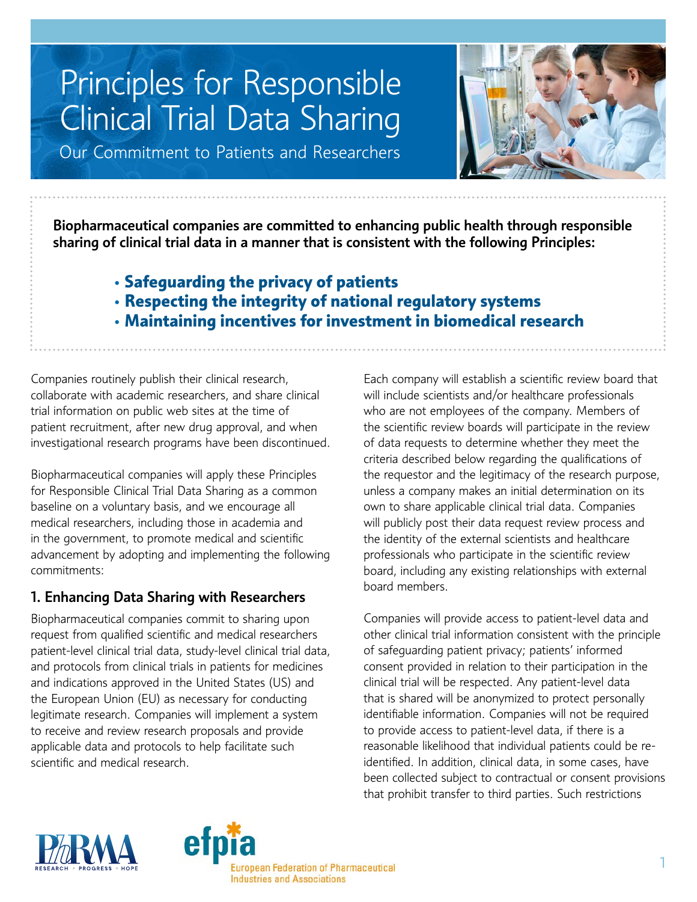# Principles for Responsible Clinical Trial Data Sharing

Our Commitment to Patients and Researchers

**Biopharmaceutical companies are committed to enhancing public health through responsible sharing of clinical trial data in a manner that is consistent with the following Principles:**

- **Safeguarding the privacy of patients**
- **Respecting the integrity of national regulatory systems**
- **Maintaining incentives for investment in biomedical research**

Companies routinely publish their clinical research, collaborate with academic researchers, and share clinical trial information on public web sites at the time of patient recruitment, after new drug approval, and when investigational research programs have been discontinued.

Biopharmaceutical companies will apply these Principles for Responsible Clinical Trial Data Sharing as a common baseline on a voluntary basis, and we encourage all medical researchers, including those in academia and in the government, to promote medical and scientific advancement by adopting and implementing the following commitments:

## 1. Enhancing Data Sharing with Researchers

Biopharmaceutical companies commit to sharing upon request from qualified scientific and medical researchers patient-level clinical trial data, study-level clinical trial data, and protocols from clinical trials in patients for medicines and indications approved in the United States (US) and the European Union (EU) as necessary for conducting legitimate research. Companies will implement a system to receive and review research proposals and provide applicable data and protocols to help facilitate such scientific and medical research.

Each company will establish a scientific review board that will include scientists and/or healthcare professionals who are not employees of the company. Members of the scientific review boards will participate in the review of data requests to determine whether they meet the criteria described below regarding the qualifications of the requestor and the legitimacy of the research purpose, unless a company makes an initial determination on its own to share applicable clinical trial data. Companies will publicly post their data request review process and the identity of the external scientists and healthcare professionals who participate in the scientific review board, including any existing relationships with external board members.

Companies will provide access to patient-level data and other clinical trial information consistent with the principle of safeguarding patient privacy; patients' informed consent provided in relation to their participation in the clinical trial will be respected. Any patient-level data that is shared will be anonymized to protect personally identifiable information. Companies will not be required to provide access to patient-level data, if there is a reasonable likelihood that individual patients could be re-identified. In addition, clinical data, in some cases, have been collected subject to contractual or consent provisions that prohibit transfer to third parties. Such restrictions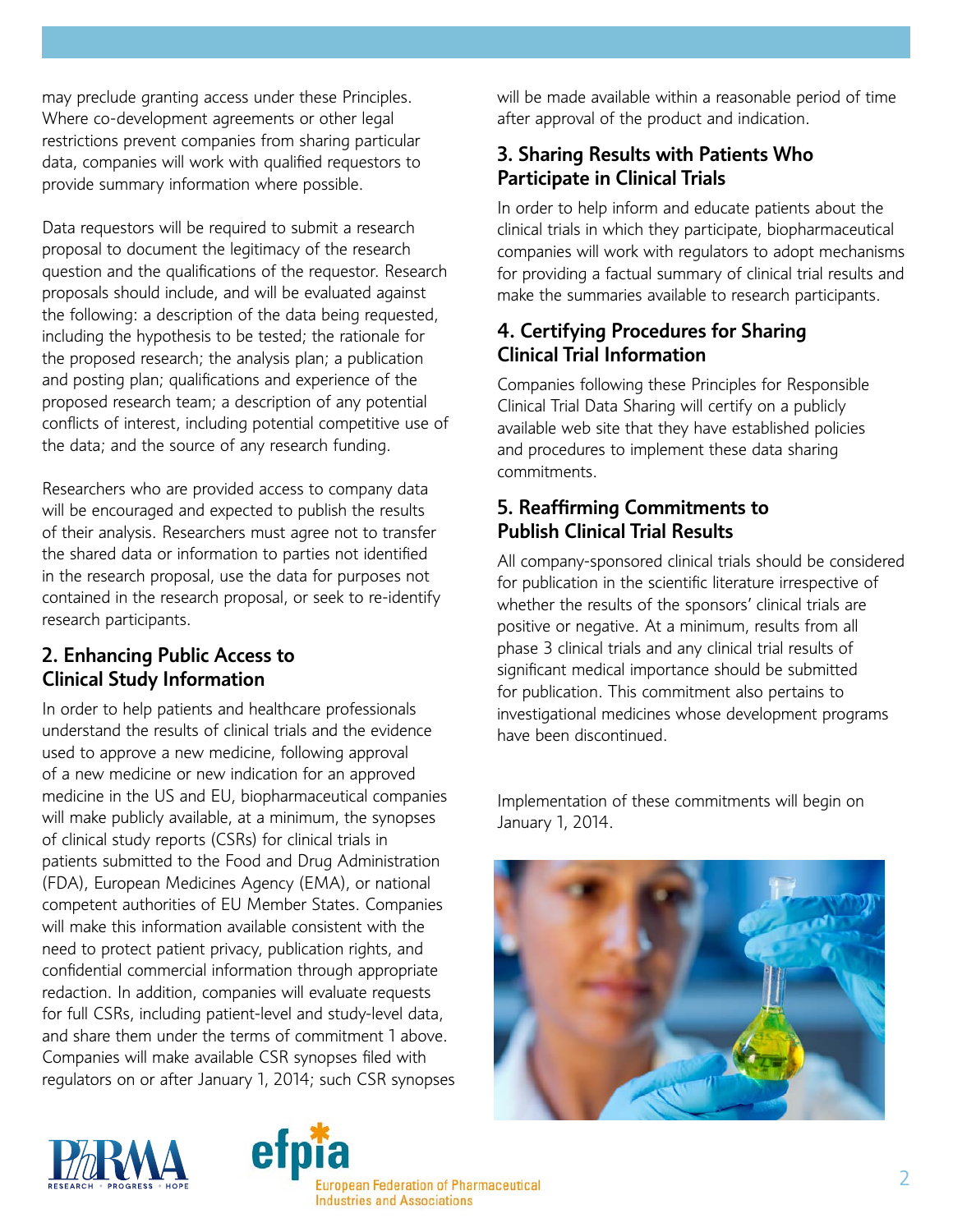may preclude granting access under these Principles. Where co-development agreements or other legal restrictions prevent companies from sharing particular data, companies will work with qualified requestors to provide summary information where possible.

Data requestors will be required to submit a research proposal to document the legitimacy of the research question and the qualifications of the requestor. Research proposals should include, and will be evaluated against the following: a description of the data being requested, including the hypothesis to be tested; the rationale for the proposed research; the analysis plan; a publication and posting plan; qualifications and experience of the proposed research team; a description of any potential conflicts of interest, including potential competitive use of the data; and the source of any research funding.

Researchers who are provided access to company data will be encouraged and expected to publish the results of their analysis. Researchers must agree not to transfer the shared data or information to parties not identified in the research proposal, use the data for purposes not contained in the research proposal, or seek to re-identify research participants.

## 2. Enhancing Public Access to Clinical Study Information

In order to help patients and healthcare professionals understand the results of clinical trials and the evidence used to approve a new medicine, following approval of a new medicine or new indication for an approved medicine in the US and EU, biopharmaceutical companies will make publicly available, at a minimum, the synopses of clinical study reports (CSRs) for clinical trials in patients submitted to the Food and Drug Administration (FDA), European Medicines Agency (EMA), or national competent authorities of EU Member States. Companies will make this information available consistent with the need to protect patient privacy, publication rights, and confidential commercial information through appropriate redaction. In addition, companies will evaluate requests for full CSRs, including patient-level and study-level data, and share them under the terms of commitment 1 above. Companies will make available CSR synopses filed with regulators on or after January 1, 2014; such CSR synopses will be made available within a reasonable period of time after approval of the product and indication.

## 3. Sharing Results with Patients Who Participate in Clinical Trials

In order to help inform and educate patients about the clinical trials in which they participate, biopharmaceutical companies will work with regulators to adopt mechanisms for providing a factual summary of clinical trial results and make the summaries available to research participants.

## 4. Certifying Procedures for Sharing Clinical Trial Information

Companies following these Principles for Responsible Clinical Trial Data Sharing will certify on a publicly available web site that they have established policies and procedures to implement these data sharing commitments.

## 5. Reaffirming Commitments to Publish Clinical Trial Results

All company-sponsored clinical trials should be considered for publication in the scientific literature irrespective of whether the results of the sponsors' clinical trials are positive or negative. At a minimum, results from all phase 3 clinical trials and any clinical trial results of significant medical importance should be submitted for publication. This commitment also pertains to investigational medicines whose development programs have been discontinued.

Implementation of these commitments will begin on January 1, 2014.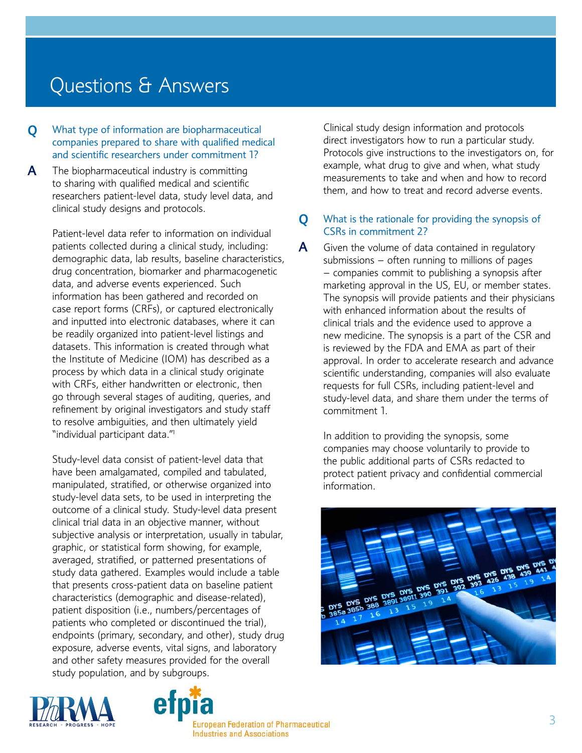# Questions & Answers

**Q** What type of information are biopharmaceutical companies prepared to share with qualified medical and scientific researchers under commitment 1?

**A** The biopharmaceutical industry is committing to sharing with qualified medical and scientific researchers patient-level data, study level data, and clinical study designs and protocols.

Patient-level data refer to information on individual patients collected during a clinical study, including: demographic data, lab results, baseline characteristics, drug concentration, biomarker and pharmacogenetic data, and adverse events experienced. Such information has been gathered and recorded on case report forms (CRFs), or captured electronically and inputted into electronic databases, where it can be readily organized into patient-level listings and datasets. This information is created through what the Institute of Medicine (IOM) has described as a process by which data in a clinical study originate with CRFs, either handwritten or electronic, then go through several stages of auditing, queries, and refinement by original investigators and study staff to resolve ambiguities, and then ultimately yield "individual participant data."[1]

Study-level data consist of patient-level data that have been amalgamated, compiled and tabulated, manipulated, stratified, or otherwise organized into study-level data sets, to be used in interpreting the outcome of a clinical study. Study-level data present clinical trial data in an objective manner, without subjective analysis or interpretation, usually in tabular, graphic, or statistical form showing, for example, averaged, stratified, or patterned presentations of study data gathered. Examples would include a table that presents cross-patient data on baseline patient characteristics (demographic and disease-related), patient disposition (i.e., numbers/percentages of patients who completed or discontinued the trial), endpoints (primary, secondary, and other), study drug exposure, adverse events, vital signs, and laboratory and other safety measures provided for the overall study population, and by subgroups.

Clinical study design information and protocols direct investigators how to run a particular study. Protocols give instructions to the investigators on, for example, what drug to give and when, what study measurements to take and when and how to record them, and how to treat and record adverse events.

**Q** What is the rationale for providing the synopsis of CSRs in commitment 2?

**A** Given the volume of data contained in regulatory submissions – often running to millions of pages – companies commit to publishing a synopsis after marketing approval in the US, EU, or member states. The synopsis will provide patients and their physicians with enhanced information about the results of clinical trials and the evidence used to approve a new medicine. The synopsis is a part of the CSR and is reviewed by the FDA and EMA as part of their approval. In order to accelerate research and advance scientific understanding, companies will also evaluate requests for full CSRs, including patient-level and study-level data, and share them under the terms of commitment 1.

In addition to providing the synopsis, some companies may choose voluntarily to provide to the public additional parts of CSRs redacted to protect patient privacy and confidential commercial information.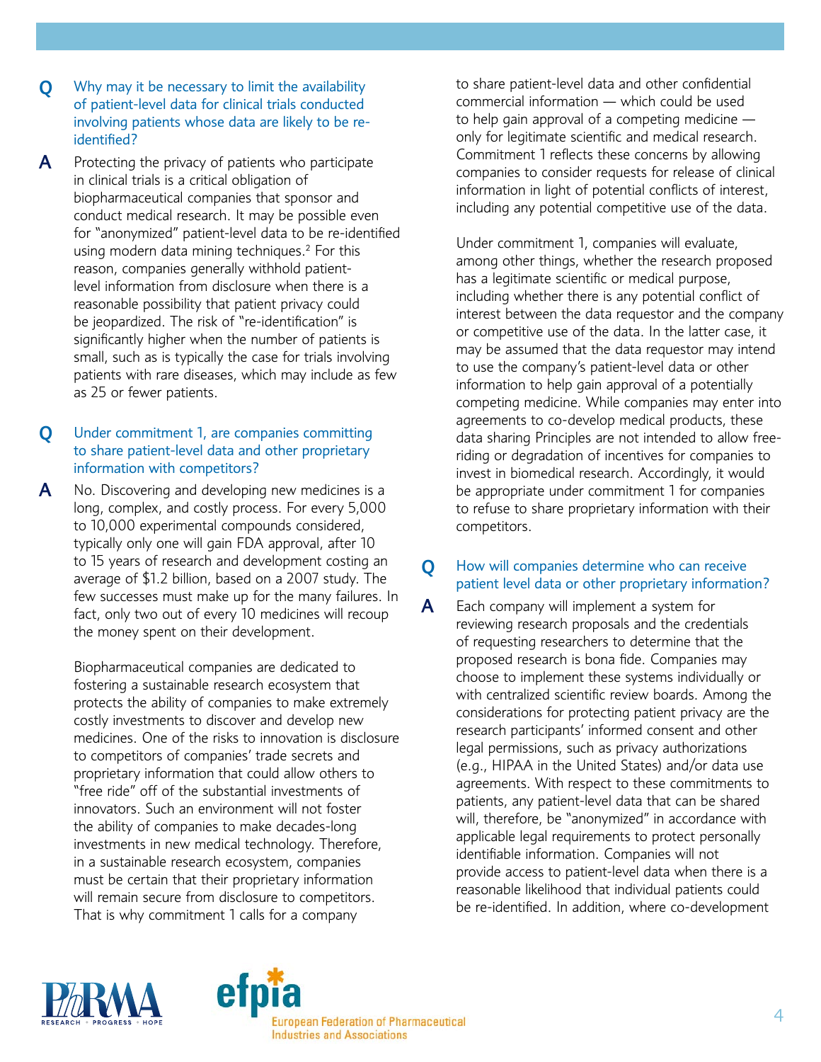**Q** Why may it be necessary to limit the availability of patient-level data for clinical trials conducted involving patients whose data are likely to be re-identified?

**A** Protecting the privacy of patients who participate in clinical trials is a critical obligation of biopharmaceutical companies that sponsor and conduct medical research. It may be possible even for "anonymized" patient-level data to be re-identified using modern data mining techniques.[2] For this reason, companies generally withhold patient-level information from disclosure when there is a reasonable possibility that patient privacy could be jeopardized. The risk of "re-identification" is significantly higher when the number of patients is small, such as is typically the case for trials involving patients with rare diseases, which may include as few as 25 or fewer patients.

**Q** Under commitment 1, are companies committing to share patient-level data and other proprietary information with competitors?

**A** No. Discovering and developing new medicines is a long, complex, and costly process. For every 5,000 to 10,000 experimental compounds considered, typically only one will gain FDA approval, after 10 to 15 years of research and development costing an average of $1.2 billion, based on a 2007 study. The few successes must make up for the many failures. In fact, only two out of every 10 medicines will recoup the money spent on their development.

Biopharmaceutical companies are dedicated to fostering a sustainable research ecosystem that protects the ability of companies to make extremely costly investments to discover and develop new medicines. One of the risks to innovation is disclosure to competitors of companies' trade secrets and proprietary information that could allow others to "free ride" off of the substantial investments of innovators. Such an environment will not foster the ability of companies to make decades-long investments in new medical technology. Therefore, in a sustainable research ecosystem, companies must be certain that their proprietary information will remain secure from disclosure to competitors. That is why commitment 1 calls for a company to share patient-level data and other confidential commercial information — which could be used to help gain approval of a competing medicine — only for legitimate scientific and medical research. Commitment 1 reflects these concerns by allowing companies to consider requests for release of clinical information in light of potential conflicts of interest, including any potential competitive use of the data.

Under commitment 1, companies will evaluate, among other things, whether the research proposed has a legitimate scientific or medical purpose, including whether there is any potential conflict of interest between the data requestor and the company or competitive use of the data. In the latter case, it may be assumed that the data requestor may intend to use the company's patient-level data or other information to help gain approval of a potentially competing medicine. While companies may enter into agreements to co-develop medical products, these data sharing Principles are not intended to allow free-riding or degradation of incentives for companies to invest in biomedical research. Accordingly, it would be appropriate under commitment 1 for companies to refuse to share proprietary information with their competitors.

**Q** How will companies determine who can receive patient level data or other proprietary information?

**A** Each company will implement a system for reviewing research proposals and the credentials of requesting researchers to determine that the proposed research is bona fide. Companies may choose to implement these systems individually or with centralized scientific review boards. Among the considerations for protecting patient privacy are the research participants' informed consent and other legal permissions, such as privacy authorizations (e.g., HIPAA in the United States) and/or data use agreements. With respect to these commitments to patients, any patient-level data that can be shared will, therefore, be "anonymized" in accordance with applicable legal requirements to protect personally identifiable information. Companies will not provide access to patient-level data when there is a reasonable likelihood that individual patients could be re-identified. In addition, where co-development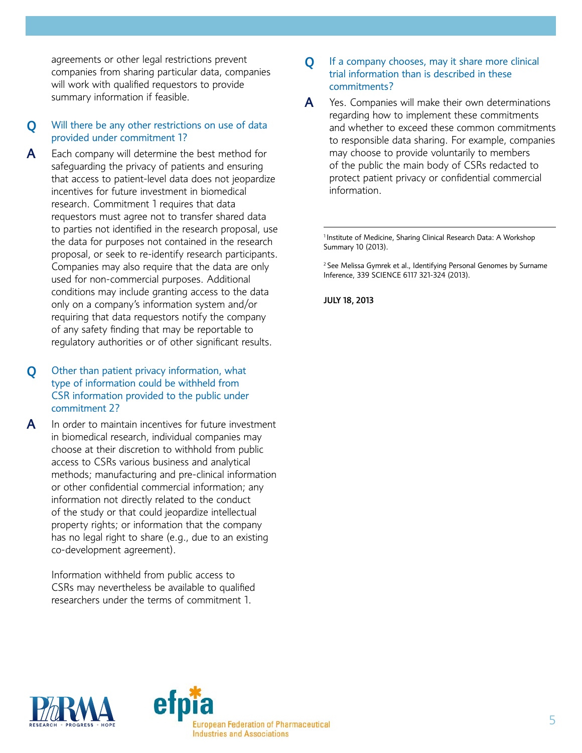agreements or other legal restrictions prevent companies from sharing particular data, companies will work with qualified requestors to provide summary information if feasible.

**Q** Will there be any other restrictions on use of data provided under commitment 1?

**A** Each company will determine the best method for safeguarding the privacy of patients and ensuring that access to patient-level data does not jeopardize incentives for future investment in biomedical research. Commitment 1 requires that data requestors must agree not to transfer shared data to parties not identified in the research proposal, use the data for purposes not contained in the research proposal, or seek to re-identify research participants. Companies may also require that the data are only used for non-commercial purposes. Additional conditions may include granting access to the data only on a company's information system and/or requiring that data requestors notify the company of any safety finding that may be reportable to regulatory authorities or of other significant results.

**Q** Other than patient privacy information, what type of information could be withheld from CSR information provided to the public under commitment 2?

**A** In order to maintain incentives for future investment in biomedical research, individual companies may choose at their discretion to withhold from public access to CSRs various business and analytical methods; manufacturing and pre-clinical information or other confidential commercial information; any information not directly related to the conduct of the study or that could jeopardize intellectual property rights; or information that the company has no legal right to share (e.g., due to an existing co-development agreement).

Information withheld from public access to CSRs may nevertheless be available to qualified researchers under the terms of commitment 1.

**Q** If a company chooses, may it share more clinical trial information than is described in these commitments?

**A** Yes. Companies will make their own determinations regarding how to implement these commitments and whether to exceed these common commitments to responsible data sharing. For example, companies may choose to provide voluntarily to members of the public the main body of CSRs redacted to protect patient privacy or confidential commercial information.

---

[1] Institute of Medicine, Sharing Clinical Research Data: A Workshop Summary 10 (2013).

[2] See Melissa Gymrek et al., Identifying Personal Genomes by Surname Inference, 339 SCIENCE 6117 321-324 (2013).

**JULY 18, 2013**

PhRMA — RESEARCH • PROGRESS • HOPE

efpia — European Federation of Pharmaceutical Industries and Associations